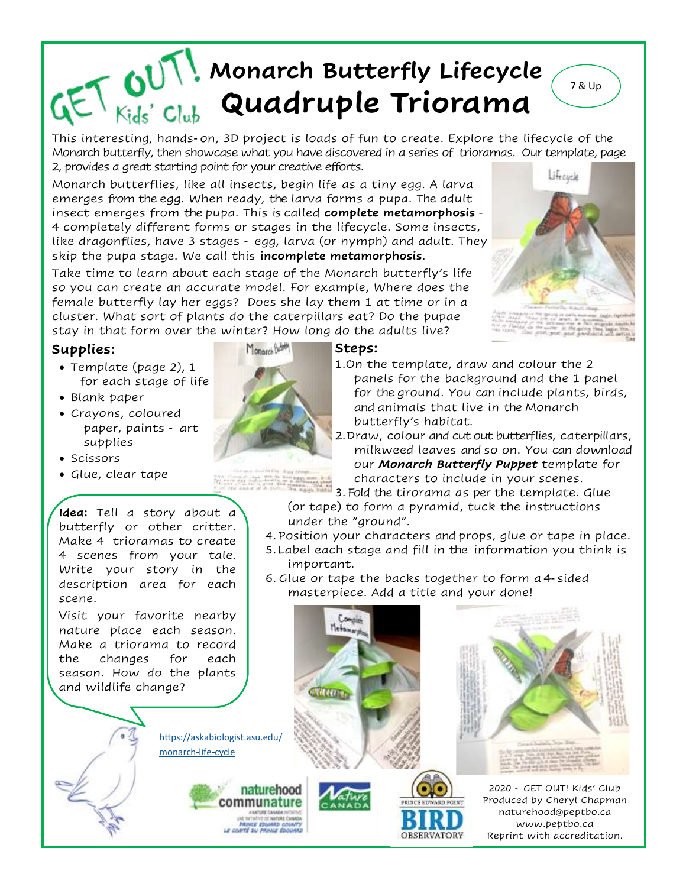GET OUT! Kids' Club

# Monarch Butterfly Lifecycle Quadruple Triorama

7 & Up

This interesting, hands-on, 3D project is loads of fun to create. Explore the lifecycle of the Monarch butterfly, then showcase what you have discovered in a series of trioramas. Our template, page 2, provides a great starting point for your creative efforts.

Monarch butterflies, like all insects, begin life as a tiny egg. A larva emerges from the egg. When ready, the larva forms a pupa. The adult insect emerges from the pupa. This is called **complete metamorphosis** - 4 completely different forms or stages in the lifecycle. Some insects, like dragonflies, have 3 stages - egg, larva (or nymph) and adult. They skip the pupa stage. We call this **incomplete metamorphosis**.

Take time to learn about each stage of the Monarch butterfly's life so you can create an accurate model. For example, Where does the female butterfly lay her eggs? Does she lay them 1 at time or in a cluster. What sort of plants do the caterpillars eat? Do the pupae stay in that form over the winter? How long do the adults live?

## Supplies:

- Template (page 2), 1 for each stage of life
- Blank paper
- Crayons, coloured paper, paints - art supplies
- Scissors
- Glue, clear tape

**Idea:** Tell a story about a butterfly or other critter. Make 4 trioramas to create 4 scenes from your tale. Write your story in the description area for each scene.

Visit your favorite nearby nature place each season. Make a triorama to record the changes for each season. How do the plants and wildlife change?

## Steps:

1. On the template, draw and colour the 2 panels for the background and the 1 panel for the ground. You can include plants, birds, and animals that live in the Monarch butterfly's habitat.
2. Draw, colour and cut out butterflies, caterpillars, milkweed leaves and so on. You can download our ***Monarch Butterfly Puppet*** template for characters to include in your scenes.
3. Fold the tirorama as per the template. Glue (or tape) to form a pyramid, tuck the instructions under the "ground".
4. Position your characters and props, glue or tape in place.
5. Label each stage and fill in the information you think is important.
6. Glue or tape the backs together to form a 4-sided masterpiece. Add a title and your done!

https://askabiologist.asu.edu/monarch-life-cycle

2020 - GET OUT! Kids' Club
Produced by Cheryl Chapman
naturehood@peptbo.ca
www.peptbo.ca
Reprint with accreditation.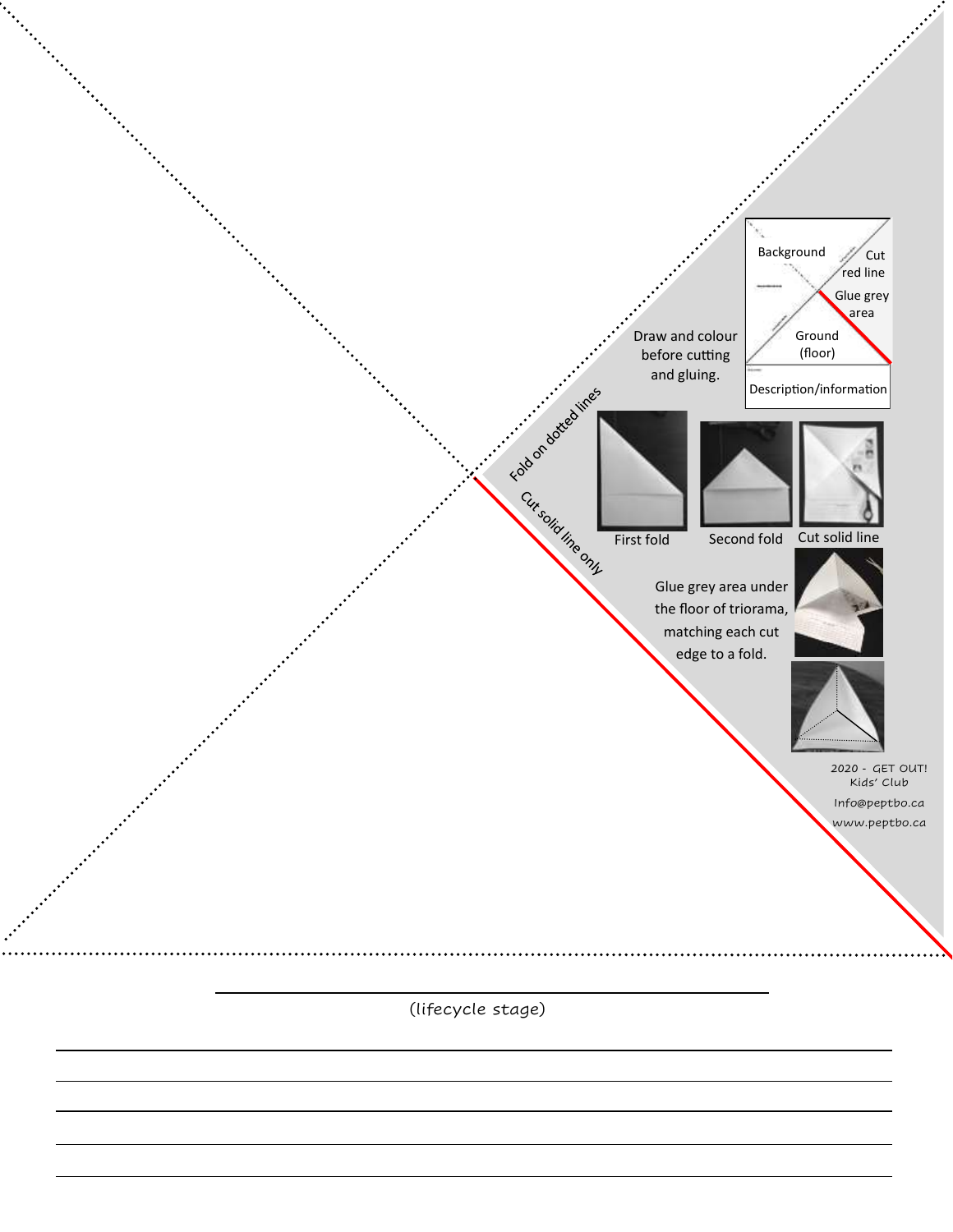Fold on dotted lines

Cut solid line only

Draw and colour before cutting and gluing.

Background

Cut red line

Glue grey area

Ground (floor)

Description/information

First fold

Second fold

Cut solid line

Glue grey area under the floor of triorama, matching each cut edge to a fold.

2020 - GET OUT! Kids' Club

Info@peptbo.ca

www.peptbo.ca

______________________________

(lifecycle stage)

______________________________

______________________________

______________________________

______________________________

______________________________